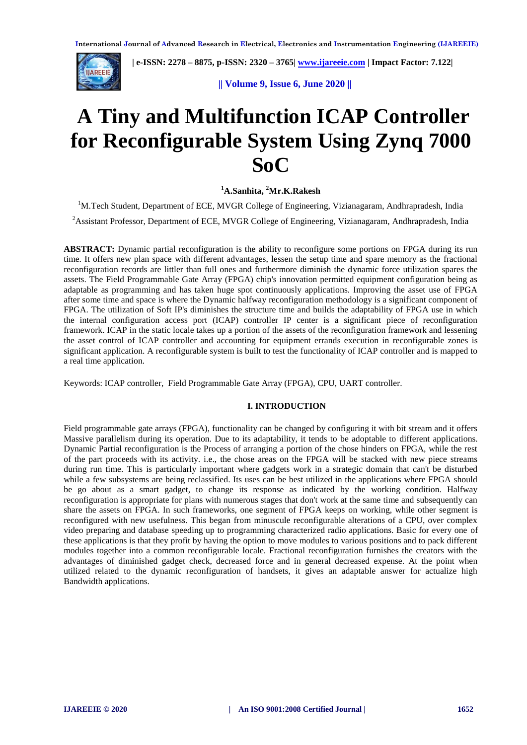# A Tiny and Multifunction ICAP Controller for Reconfigurable System Using Zynq 7000 SoC

**[1]A.Sanhita, [2]Mr.K.Rakesh**

[1]M.Tech Student, Department of ECE, MVGR College of Engineering, Vizianagaram, Andhrapradesh, India

[2]Assistant Professor, Department of ECE, MVGR College of Engineering, Vizianagaram, Andhrapradesh, India

**ABSTRACT:** Dynamic partial reconfiguration is the ability to reconfigure some portions on FPGA during its run time. It offers new plan space with different advantages, lessen the setup time and spare memory as the fractional reconfiguration records are littler than full ones and furthermore diminish the dynamic force utilization spares the assets. The Field Programmable Gate Array (FPGA) chip's innovation permitted equipment configuration being as adaptable as programming and has taken huge spot continuously applications. Improving the asset use of FPGA after some time and space is where the Dynamic halfway reconfiguration methodology is a significant component of FPGA. The utilization of Soft IP's diminishes the structure time and builds the adaptability of FPGA use in which the internal configuration access port (ICAP) controller IP center is a significant piece of reconfiguration framework. ICAP in the static locale takes up a portion of the assets of the reconfiguration framework and lessening the asset control of ICAP controller and accounting for equipment errands execution in reconfigurable zones is significant application. A reconfigurable system is built to test the functionality of ICAP controller and is mapped to a real time application.

Keywords: ICAP controller, Field Programmable Gate Array (FPGA), CPU, UART controller.

## I. INTRODUCTION

Field programmable gate arrays (FPGA), functionality can be changed by configuring it with bit stream and it offers Massive parallelism during its operation. Due to its adaptability, it tends to be adoptable to different applications. Dynamic Partial reconfiguration is the Process of arranging a portion of the chose hinders on FPGA, while the rest of the part proceeds with its activity. i.e., the chose areas on the FPGA will be stacked with new piece streams during run time. This is particularly important where gadgets work in a strategic domain that can't be disturbed while a few subsystems are being reclassified. Its uses can be best utilized in the applications where FPGA should be go about as a smart gadget, to change its response as indicated by the working condition. Halfway reconfiguration is appropriate for plans with numerous stages that don't work at the same time and subsequently can share the assets on FPGA. In such frameworks, one segment of FPGA keeps on working, while other segment is reconfigured with new usefulness. This began from minuscule reconfigurable alterations of a CPU, over complex video preparing and database speeding up to programming characterized radio applications. Basic for every one of these applications is that they profit by having the option to move modules to various positions and to pack different modules together into a common reconfigurable locale. Fractional reconfiguration furnishes the creators with the advantages of diminished gadget check, decreased force and in general decreased expense. At the point when utilized related to the dynamic reconfiguration of handsets, it gives an adaptable answer for actualize high Bandwidth applications.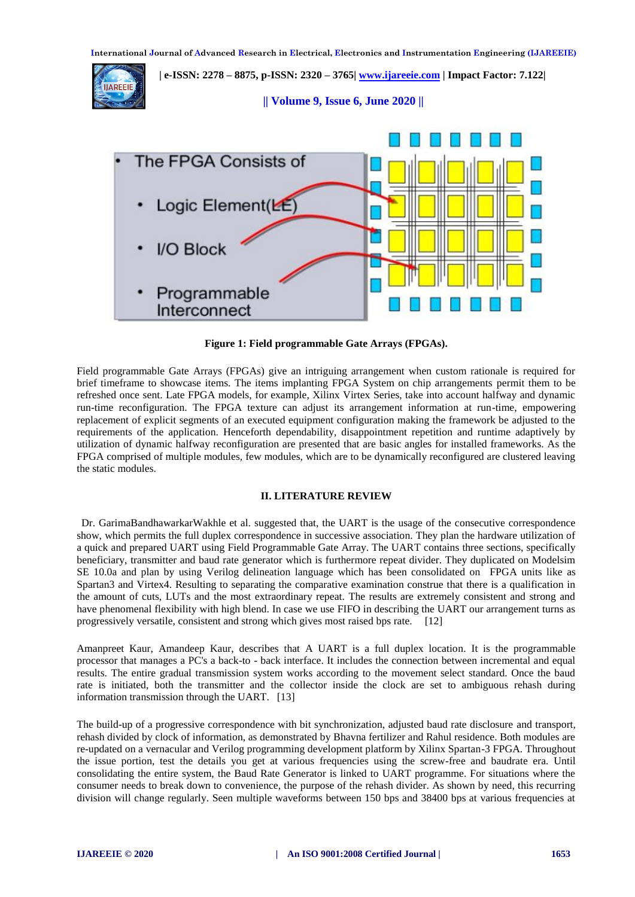Figure 1: Field programmable Gate Arrays (FPGAs).

Field programmable Gate Arrays (FPGAs) give an intriguing arrangement when custom rationale is required for brief timeframe to showcase items. The items implanting FPGA System on chip arrangements permit them to be refreshed once sent. Late FPGA models, for example, Xilinx Virtex Series, take into account halfway and dynamic run-time reconfiguration. The FPGA texture can adjust its arrangement information at run-time, empowering replacement of explicit segments of an executed equipment configuration making the framework be adjusted to the requirements of the application. Henceforth dependability, disappointment repetition and runtime adaptively by utilization of dynamic halfway reconfiguration are presented that are basic angles for installed frameworks. As the FPGA comprised of multiple modules, few modules, which are to be dynamically reconfigured are clustered leaving the static modules.

## II. LITERATURE REVIEW

Dr. GarimaBandhawarkarWakhle et al. suggested that, the UART is the usage of the consecutive correspondence show, which permits the full duplex correspondence in successive association. They plan the hardware utilization of a quick and prepared UART using Field Programmable Gate Array. The UART contains three sections, specifically beneficiary, transmitter and baud rate generator which is furthermore repeat divider. They duplicated on Modelsim SE 10.0a and plan by using Verilog delineation language which has been consolidated on FPGA units like as Spartan3 and Virtex4. Resulting to separating the comparative examination construe that there is a qualification in the amount of cuts, LUTs and the most extraordinary repeat. The results are extremely consistent and strong and have phenomenal flexibility with high blend. In case we use FIFO in describing the UART our arrangement turns as progressively versatile, consistent and strong which gives most raised bps rate. [12]

Amanpreet Kaur, Amandeep Kaur, describes that A UART is a full duplex location. It is the programmable processor that manages a PC's a back-to - back interface. It includes the connection between incremental and equal results. The entire gradual transmission system works according to the movement select standard. Once the baud rate is initiated, both the transmitter and the collector inside the clock are set to ambiguous rehash during information transmission through the UART. [13]

The build-up of a progressive correspondence with bit synchronization, adjusted baud rate disclosure and transport, rehash divided by clock of information, as demonstrated by Bhavna fertilizer and Rahul residence. Both modules are re-updated on a vernacular and Verilog programming development platform by Xilinx Spartan-3 FPGA. Throughout the issue portion, test the details you get at various frequencies using the screw-free and baudrate era. Until consolidating the entire system, the Baud Rate Generator is linked to UART programme. For situations where the consumer needs to break down to convenience, the purpose of the rehash divider. As shown by need, this recurring division will change regularly. Seen multiple waveforms between 150 bps and 38400 bps at various frequencies at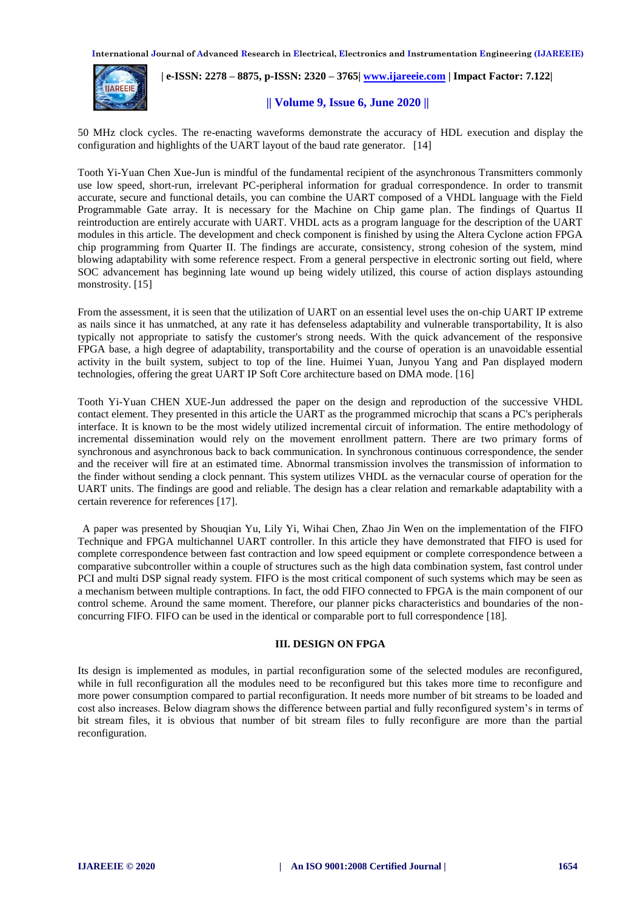50 MHz clock cycles. The re-enacting waveforms demonstrate the accuracy of HDL execution and display the configuration and highlights of the UART layout of the baud rate generator. [14]

Tooth Yi-Yuan Chen Xue-Jun is mindful of the fundamental recipient of the asynchronous Transmitters commonly use low speed, short-run, irrelevant PC-peripheral information for gradual correspondence. In order to transmit accurate, secure and functional details, you can combine the UART composed of a VHDL language with the Field Programmable Gate array. It is necessary for the Machine on Chip game plan. The findings of Quartus II reintroduction are entirely accurate with UART. VHDL acts as a program language for the description of the UART modules in this article. The development and check component is finished by using the Altera Cyclone action FPGA chip programming from Quarter II. The findings are accurate, consistency, strong cohesion of the system, mind blowing adaptability with some reference respect. From a general perspective in electronic sorting out field, where SOC advancement has beginning late wound up being widely utilized, this course of action displays astounding monstrosity. [15]

From the assessment, it is seen that the utilization of UART on an essential level uses the on-chip UART IP extreme as nails since it has unmatched, at any rate it has defenseless adaptability and vulnerable transportability, It is also typically not appropriate to satisfy the customer's strong needs. With the quick advancement of the responsive FPGA base, a high degree of adaptability, transportability and the course of operation is an unavoidable essential activity in the built system, subject to top of the line. Huimei Yuan, Junyou Yang and Pan displayed modern technologies, offering the great UART IP Soft Core architecture based on DMA mode. [16]

Tooth Yi-Yuan CHEN XUE-Jun addressed the paper on the design and reproduction of the successive VHDL contact element. They presented in this article the UART as the programmed microchip that scans a PC's peripherals interface. It is known to be the most widely utilized incremental circuit of information. The entire methodology of incremental dissemination would rely on the movement enrollment pattern. There are two primary forms of synchronous and asynchronous back to back communication. In synchronous continuous correspondence, the sender and the receiver will fire at an estimated time. Abnormal transmission involves the transmission of information to the finder without sending a clock pennant. This system utilizes VHDL as the vernacular course of operation for the UART units. The findings are good and reliable. The design has a clear relation and remarkable adaptability with a certain reverence for references [17].

A paper was presented by Shouqian Yu, Lily Yi, Wihai Chen, Zhao Jin Wen on the implementation of the FIFO Technique and FPGA multichannel UART controller. In this article they have demonstrated that FIFO is used for complete correspondence between fast contraction and low speed equipment or complete correspondence between a comparative subcontroller within a couple of structures such as the high data combination system, fast control under PCI and multi DSP signal ready system. FIFO is the most critical component of such systems which may be seen as a mechanism between multiple contraptions. In fact, the odd FIFO connected to FPGA is the main component of our control scheme. Around the same moment. Therefore, our planner picks characteristics and boundaries of the non-concurring FIFO. FIFO can be used in the identical or comparable port to full correspondence [18].

## III. DESIGN ON FPGA

Its design is implemented as modules, in partial reconfiguration some of the selected modules are reconfigured, while in full reconfiguration all the modules need to be reconfigured but this takes more time to reconfigure and more power consumption compared to partial reconfiguration. It needs more number of bit streams to be loaded and cost also increases. Below diagram shows the difference between partial and fully reconfigured system's in terms of bit stream files, it is obvious that number of bit stream files to fully reconfigure are more than the partial reconfiguration.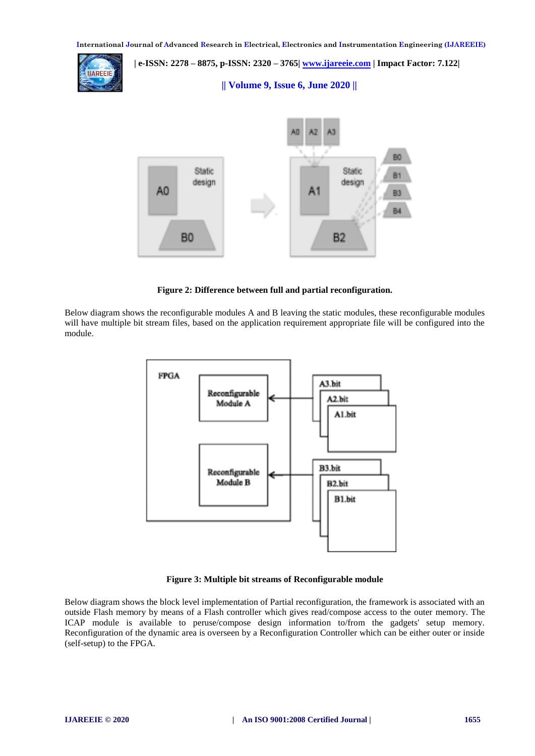**Figure 2: Difference between full and partial reconfiguration.**

Below diagram shows the reconfigurable modules A and B leaving the static modules, these reconfigurable modules will have multiple bit stream files, based on the application requirement appropriate file will be configured into the module.

**Figure 3: Multiple bit streams of Reconfigurable module**

Below diagram shows the block level implementation of Partial reconfiguration, the framework is associated with an outside Flash memory by means of a Flash controller which gives read/compose access to the outer memory. The ICAP module is available to peruse/compose design information to/from the gadgets' setup memory. Reconfiguration of the dynamic area is overseen by a Reconfiguration Controller which can be either outer or inside (self-setup) to the FPGA.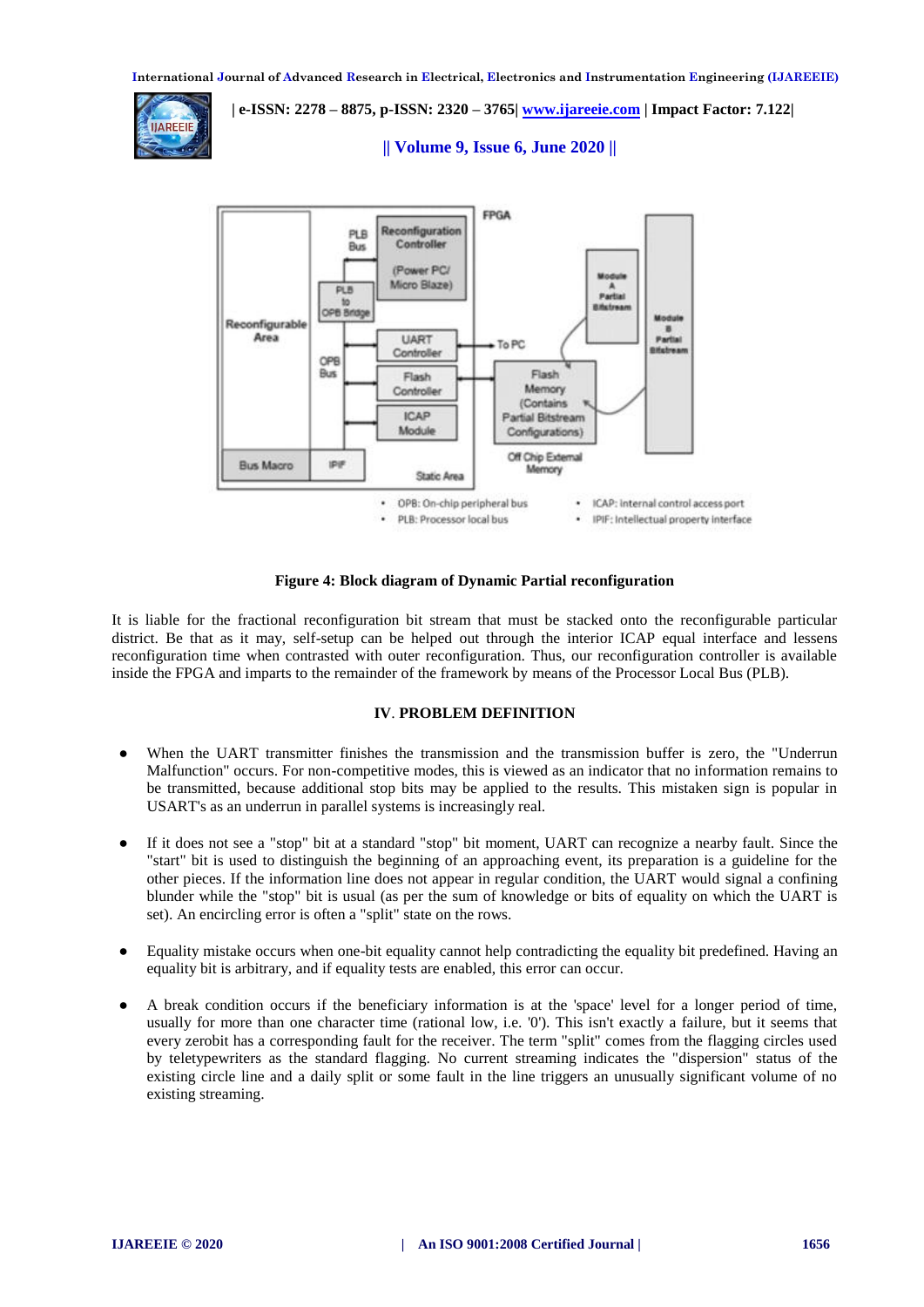**Figure 4: Block diagram of Dynamic Partial reconfiguration**

It is liable for the fractional reconfiguration bit stream that must be stacked onto the reconfigurable particular district. Be that as it may, self-setup can be helped out through the interior ICAP equal interface and lessens reconfiguration time when contrasted with outer reconfiguration. Thus, our reconfiguration controller is available inside the FPGA and imparts to the remainder of the framework by means of the Processor Local Bus (PLB).

## IV. PROBLEM DEFINITION

- When the UART transmitter finishes the transmission and the transmission buffer is zero, the "Underrun Malfunction" occurs. For non-competitive modes, this is viewed as an indicator that no information remains to be transmitted, because additional stop bits may be applied to the results. This mistaken sign is popular in USART's as an underrun in parallel systems is increasingly real.

- If it does not see a "stop" bit at a standard "stop" bit moment, UART can recognize a nearby fault. Since the "start" bit is used to distinguish the beginning of an approaching event, its preparation is a guideline for the other pieces. If the information line does not appear in regular condition, the UART would signal a confining blunder while the "stop" bit is usual (as per the sum of knowledge or bits of equality on which the UART is set). An encircling error is often a "split" state on the rows.

- Equality mistake occurs when one-bit equality cannot help contradicting the equality bit predefined. Having an equality bit is arbitrary, and if equality tests are enabled, this error can occur.

- A break condition occurs if the beneficiary information is at the 'space' level for a longer period of time, usually for more than one character time (rational low, i.e. '0'). This isn't exactly a failure, but it seems that every zerobit has a corresponding fault for the receiver. The term "split" comes from the flagging circles used by teletypewriters as the standard flagging. No current streaming indicates the "dispersion" status of the existing circle line and a daily split or some fault in the line triggers an unusually significant volume of no existing streaming.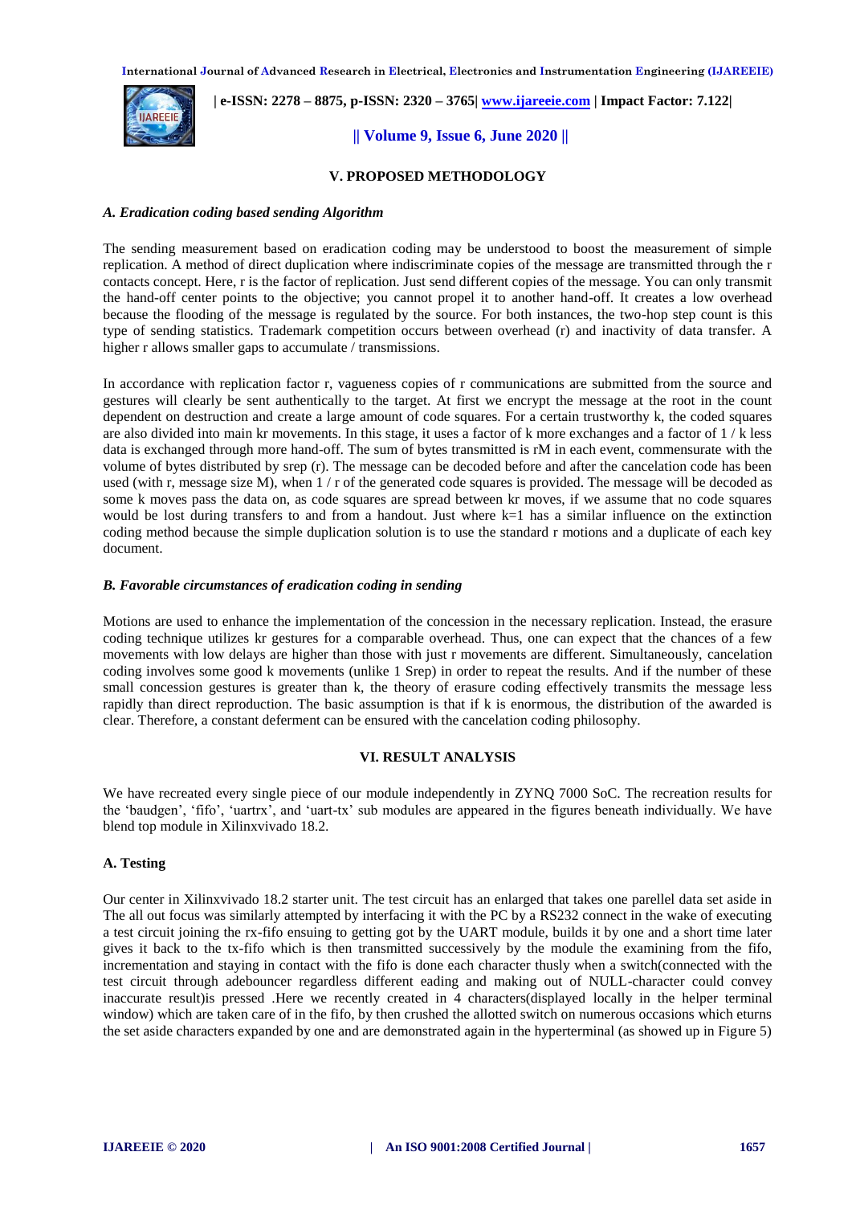## V. PROPOSED METHODOLOGY

### *A. Eradication coding based sending Algorithm*

The sending measurement based on eradication coding may be understood to boost the measurement of simple replication. A method of direct duplication where indiscriminate copies of the message are transmitted through the r contacts concept. Here, r is the factor of replication. Just send different copies of the message. You can only transmit the hand-off center points to the objective; you cannot propel it to another hand-off. It creates a low overhead because the flooding of the message is regulated by the source. For both instances, the two-hop step count is this type of sending statistics. Trademark competition occurs between overhead (r) and inactivity of data transfer. A higher r allows smaller gaps to accumulate / transmissions.

In accordance with replication factor r, vagueness copies of r communications are submitted from the source and gestures will clearly be sent authentically to the target. At first we encrypt the message at the root in the count dependent on destruction and create a large amount of code squares. For a certain trustworthy k, the coded squares are also divided into main kr movements. In this stage, it uses a factor of k more exchanges and a factor of 1 / k less data is exchanged through more hand-off. The sum of bytes transmitted is rM in each event, commensurate with the volume of bytes distributed by srep (r). The message can be decoded before and after the cancelation code has been used (with r, message size M), when 1 / r of the generated code squares is provided. The message will be decoded as some k moves pass the data on, as code squares are spread between kr moves, if we assume that no code squares would be lost during transfers to and from a handout. Just where k=1 has a similar influence on the extinction coding method because the simple duplication solution is to use the standard r motions and a duplicate of each key document.

### *B. Favorable circumstances of eradication coding in sending*

Motions are used to enhance the implementation of the concession in the necessary replication. Instead, the erasure coding technique utilizes kr gestures for a comparable overhead. Thus, one can expect that the chances of a few movements with low delays are higher than those with just r movements are different. Simultaneously, cancelation coding involves some good k movements (unlike 1 Srep) in order to repeat the results. And if the number of these small concession gestures is greater than k, the theory of erasure coding effectively transmits the message less rapidly than direct reproduction. The basic assumption is that if k is enormous, the distribution of the awarded is clear. Therefore, a constant deferment can be ensured with the cancelation coding philosophy.

## VI. RESULT ANALYSIS

We have recreated every single piece of our module independently in ZYNQ 7000 SoC. The recreation results for the 'baudgen', 'fifo', 'uartrx', and 'uart-tx' sub modules are appeared in the figures beneath individually. We have blend top module in Xilinxvivado 18.2.

### A. Testing

Our center in Xilinxvivado 18.2 starter unit. The test circuit has an enlarged that takes one parellel data set aside in The all out focus was similarly attempted by interfacing it with the PC by a RS232 connect in the wake of executing a test circuit joining the rx-fifo ensuing to getting got by the UART module, builds it by one and a short time later gives it back to the tx-fifo which is then transmitted successively by the module the examining from the fifo, incrementation and staying in contact with the fifo is done each character thusly when a switch(connected with the test circuit through adebouncer regardless different eading and making out of NULL-character could convey inaccurate result)is pressed .Here we recently created in 4 characters(displayed locally in the helper terminal window) which are taken care of in the fifo, by then crushed the allotted switch on numerous occasions which eturns the set aside characters expanded by one and are demonstrated again in the hyperterminal (as showed up in Figure 5)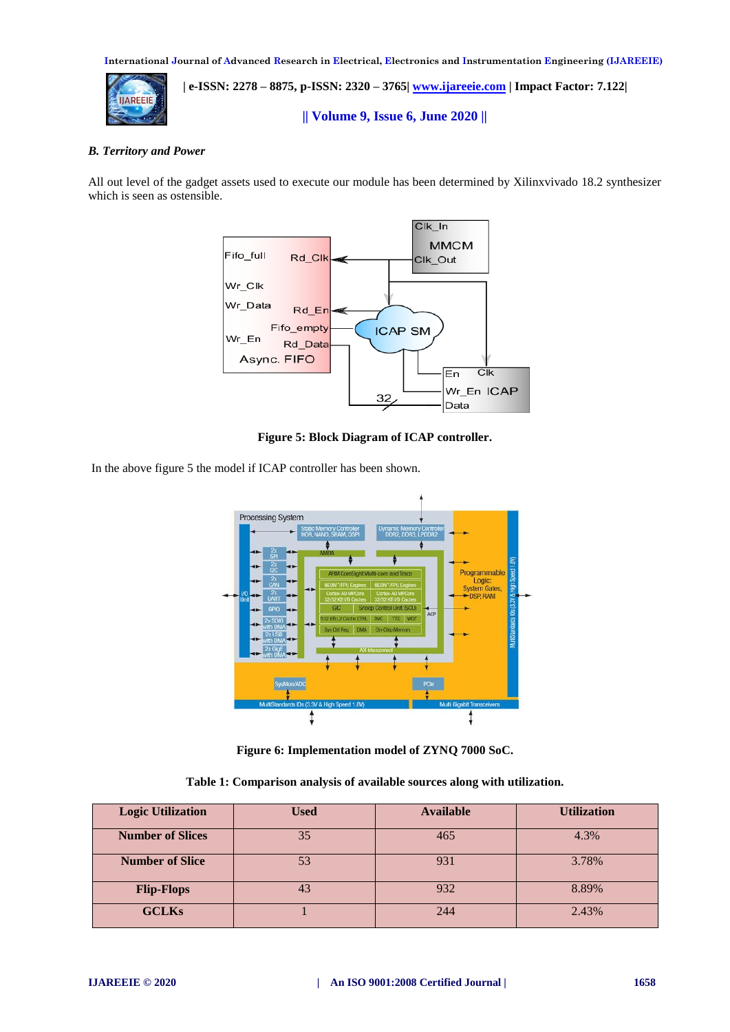### *B. Territory and Power*

All out level of the gadget assets used to execute our module has been determined by Xilinxvivado 18.2 synthesizer which is seen as ostensible.

**Figure 5: Block Diagram of ICAP controller.**

In the above figure 5 the model if ICAP controller has been shown.

**Figure 6: Implementation model of ZYNQ 7000 SoC.**

**Table 1: Comparison analysis of available sources along with utilization.**

| Logic Utilization | Used | Available | Utilization |
|---|---|---|---|
| **Number of Slices** | 35 | 465 | 4.3% |
| **Number of Slice** | 53 | 931 | 3.78% |
| **Flip-Flops** | 43 | 932 | 8.89% |
| **GCLKs** | 1 | 244 | 2.43% |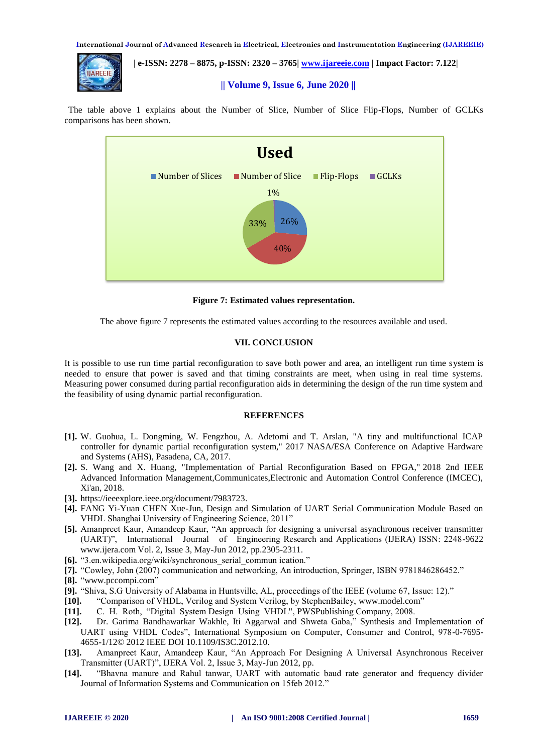The table above 1 explains about the Number of Slice, Number of Slice Flip-Flops, Number of GCLKs comparisons has been shown.

**Figure 7: Estimated values representation.**

The above figure 7 represents the estimated values according to the resources available and used.

## VII. CONCLUSION

It is possible to use run time partial reconfiguration to save both power and area, an intelligent run time system is needed to ensure that power is saved and that timing constraints are meet, when using in real time systems. Measuring power consumed during partial reconfiguration aids in determining the design of the run time system and the feasibility of using dynamic partial reconfiguration.

## REFERENCES

**[1].** W. Guohua, L. Dongming, W. Fengzhou, A. Adetomi and T. Arslan, "A tiny and multifunctional ICAP controller for dynamic partial reconfiguration system," 2017 NASA/ESA Conference on Adaptive Hardware and Systems (AHS), Pasadena, CA, 2017.

**[2].** S. Wang and X. Huang, "Implementation of Partial Reconfiguration Based on FPGA," 2018 2nd IEEE Advanced Information Management,Communicates,Electronic and Automation Control Conference (IMCEC), Xi'an, 2018.

**[3].** https://ieeexplore.ieee.org/document/7983723.

**[4].** FANG Yi-Yuan CHEN Xue-Jun, Design and Simulation of UART Serial Communication Module Based on VHDL Shanghai University of Engineering Science, 2011"

**[5].** Amanpreet Kaur, Amandeep Kaur, "An approach for designing a universal asynchronous receiver transmitter (UART)", International Journal of Engineering Research and Applications (IJERA) ISSN: 2248-9622 www.ijera.com Vol. 2, Issue 3, May-Jun 2012, pp.2305-2311.

**[6].** "3.en.wikipedia.org/wiki/synchronous_serial_commun ication."

**[7].** "Cowley, John (2007) communication and networking, An introduction, Springer, ISBN 9781846286452."

**[8].** "www.pccompi.com"

**[9].** "Shiva, S.G University of Alabama in Huntsville, AL, proceedings of the IEEE (volume 67, Issue: 12)."

**[10].** "Comparison of VHDL, Verilog and System Verilog, by StephenBailey, www.model.com"

**[11].** C. H. Roth, "Digital System Design Using VHDL", PWSPublishing Company, 2008.

**[12].** Dr. Garima Bandhawarkar Wakhle, Iti Aggarwal and Shweta Gaba," Synthesis and Implementation of UART using VHDL Codes", International Symposium on Computer, Consumer and Control, 978-0-7695-4655-1/12© 2012 IEEE DOI 10.1109/IS3C.2012.10.

**[13].** Amanpreet Kaur, Amandeep Kaur, "An Approach For Designing A Universal Asynchronous Receiver Transmitter (UART)", IJERA Vol. 2, Issue 3, May-Jun 2012, pp.

**[14].** "Bhavna manure and Rahul tanwar, UART with automatic baud rate generator and frequency divider Journal of Information Systems and Communication on 15feb 2012."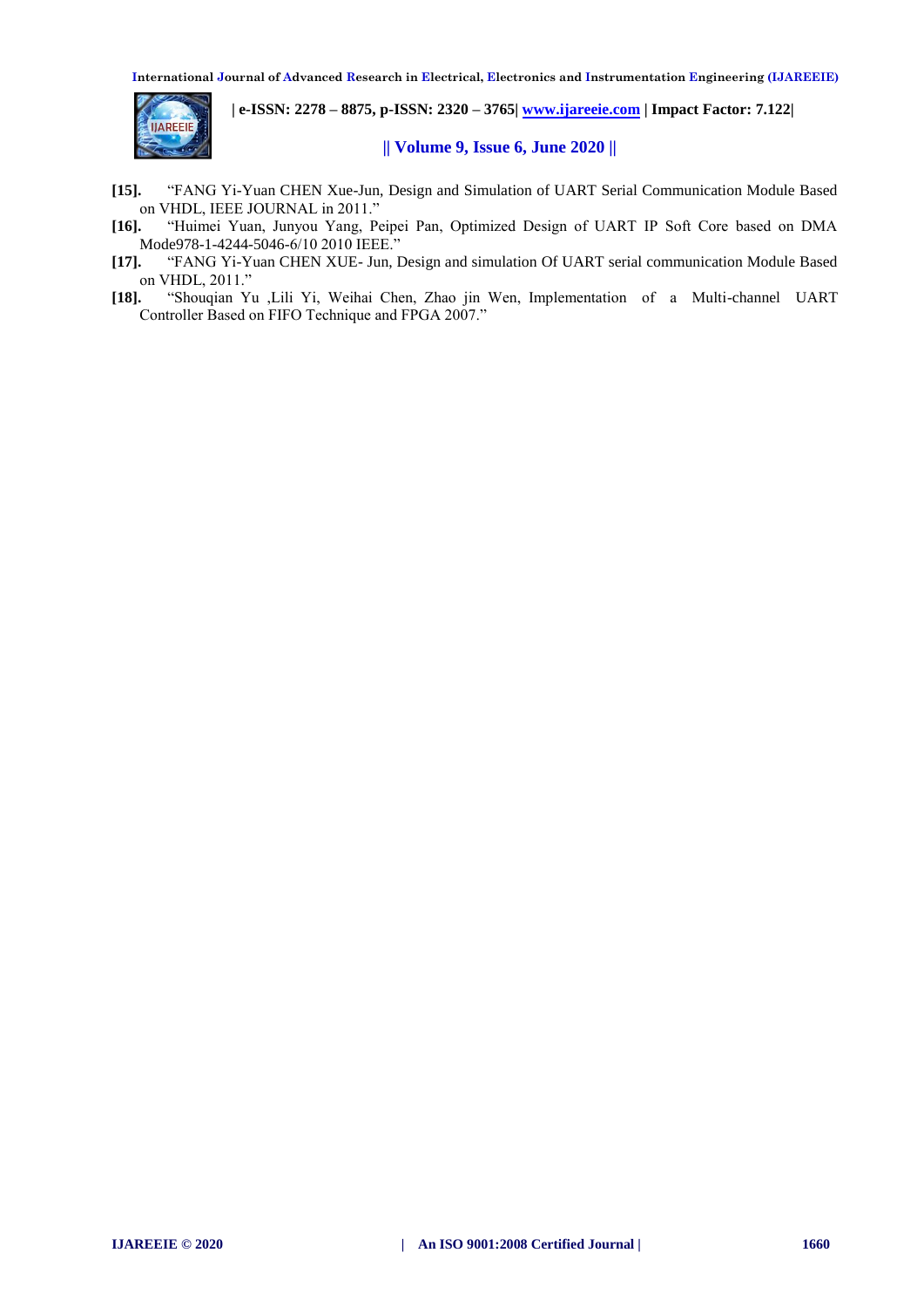**[15].** "FANG Yi-Yuan CHEN Xue-Jun, Design and Simulation of UART Serial Communication Module Based on VHDL, IEEE JOURNAL in 2011."

**[16].** "Huimei Yuan, Junyou Yang, Peipei Pan, Optimized Design of UART IP Soft Core based on DMA Mode978-1-4244-5046-6/10 2010 IEEE."

**[17].** "FANG Yi-Yuan CHEN XUE- Jun, Design and simulation Of UART serial communication Module Based on VHDL, 2011."

**[18].** "Shouqian Yu ,Lili Yi, Weihai Chen, Zhao jin Wen, Implementation of a Multi-channel UART Controller Based on FIFO Technique and FPGA 2007."